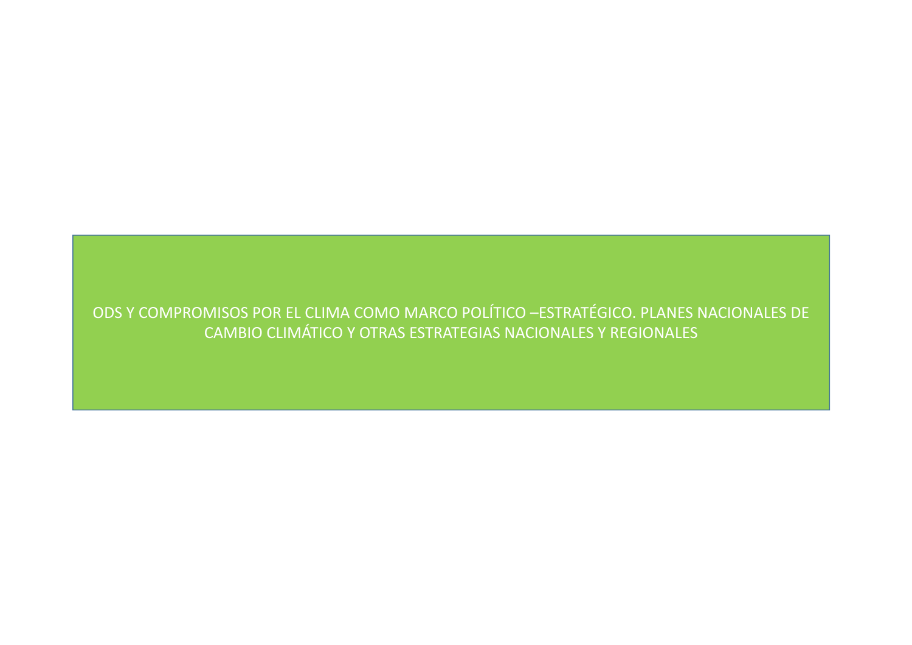# ODS Y COMPROMISOS POR EL CLIMA COMO MARCO POLÍTICO –ESTRATÉGICO. PLANES NACIONALES DE CAMBIO CLIMÁTICO Y OTRAS ESTRATEGIAS NACIONALES Y REGIONALES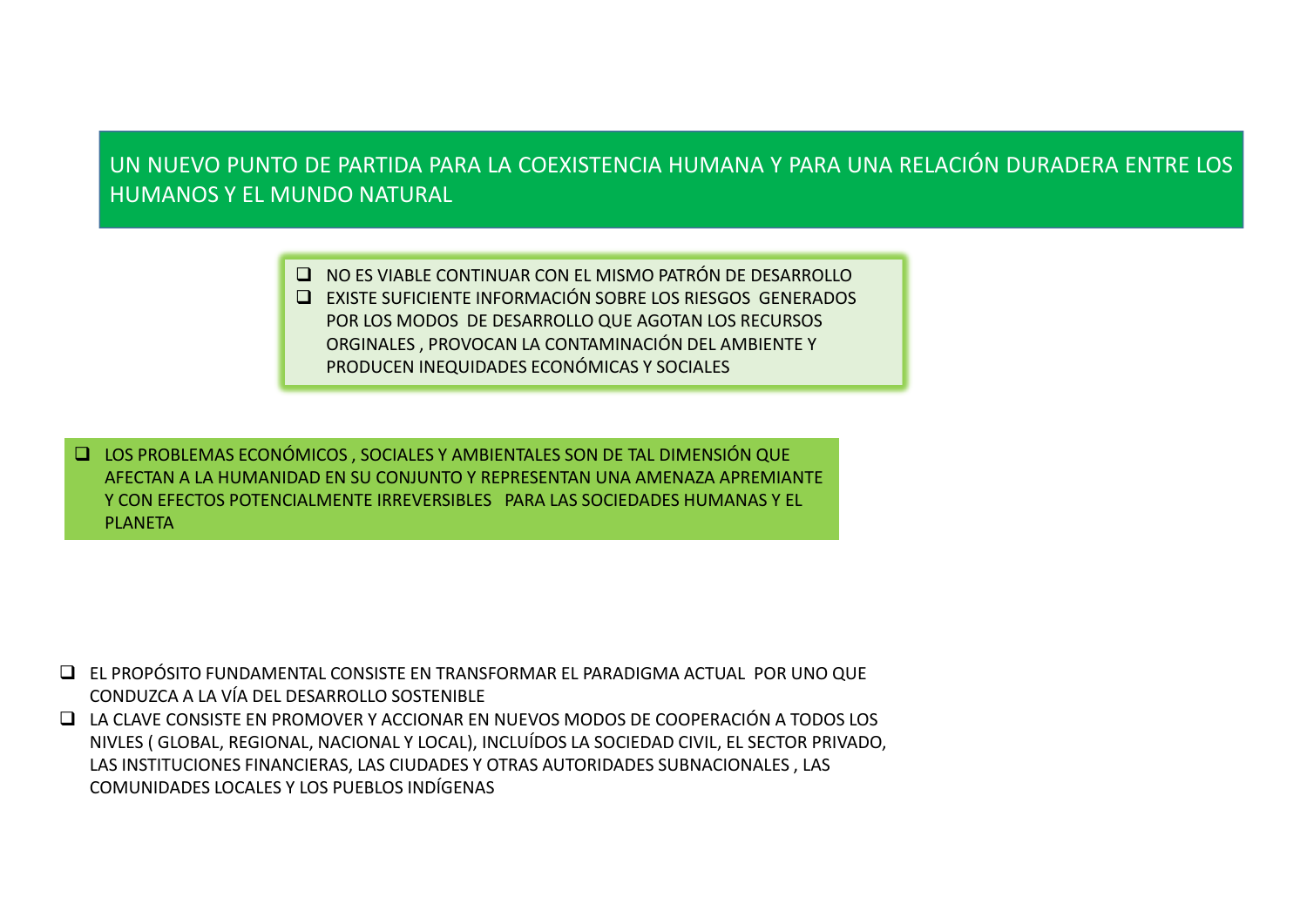## UN NUEVO PUNTO DE PARTIDA PARA LA COEXISTENCIA HUMANA Y PARA UNA RELACIÓN DURADERA ENTRE LOS HUMANOS Y EL MUNDO NATURAL

- NO ES VIABLE CONTINUAR CON EL MISMO PATRÓN DE DESARROLLO
- EXISTE SUFICIENTE INFORMACIÓN SOBRE LOS RIESGOS GENERADOS POR LOS MODOS DE DESARROLLO QUE AGOTAN LOS RECURSOS ORGINALES , PROVOCAN LA CONTAMINACIÓN DEL AMBIENTE Y PRODUCEN INEQUIDADES ECONÓMICAS Y SOCIALES

- LOS PROBLEMAS ECONÓMICOS , SOCIALES Y AMBIENTALES SON DE TAL DIMENSIÓN QUE AFECTAN A LA HUMANIDAD EN SU CONJUNTO Y REPRESENTAN UNA AMENAZA APREMIANTE Y CON EFECTOS POTENCIALMENTE IRREVERSIBLES PARA LAS SOCIEDADES HUMANAS Y EL PLANETA

- EL PROPÓSITO FUNDAMENTAL CONSISTE EN TRANSFORMAR EL PARADIGMA ACTUAL POR UNO QUE CONDUZCA A LA VÍA DEL DESARROLLO SOSTENIBLE
- LA CLAVE CONSISTE EN PROMOVER Y ACCIONAR EN NUEVOS MODOS DE COOPERACIÓN A TODOS LOS NIVLES ( GLOBAL, REGIONAL, NACIONAL Y LOCAL), INCLUÍDOS LA SOCIEDAD CIVIL, EL SECTOR PRIVADO, LAS INSTITUCIONES FINANCIERAS, LAS CIUDADES Y OTRAS AUTORIDADES SUBNACIONALES , LAS COMUNIDADES LOCALES Y LOS PUEBLOS INDÍGENAS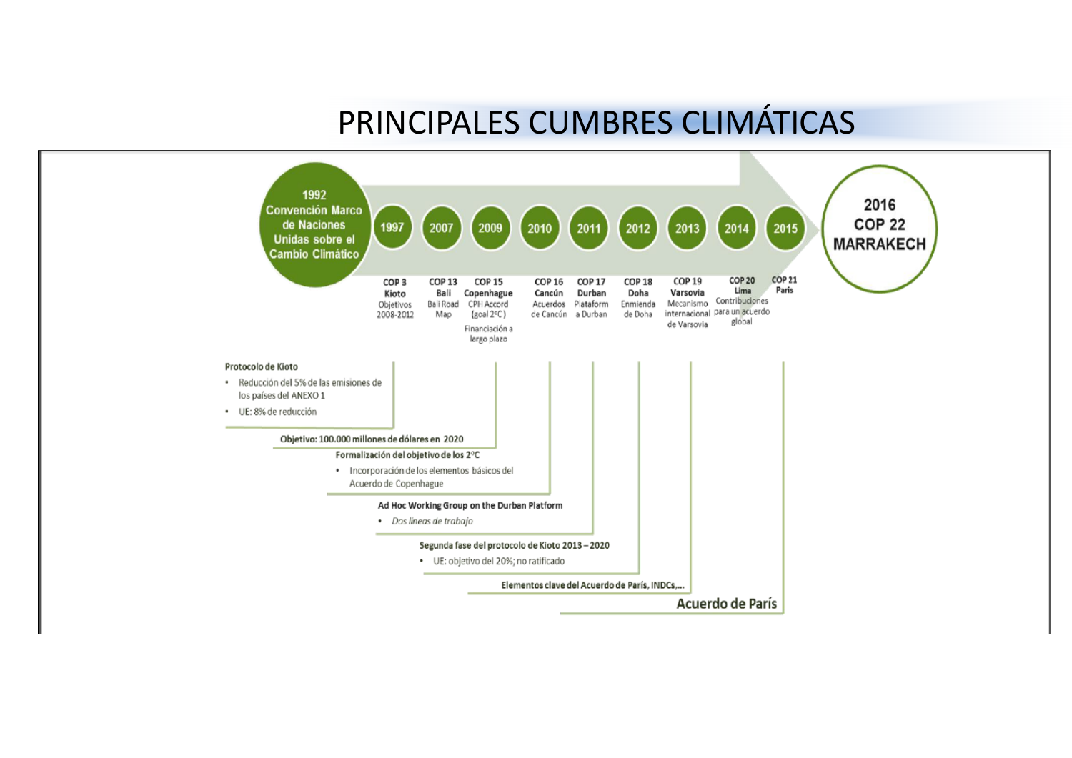# PRINCIPALES CUMBRES CLIMÁTICAS

**1992 Convención Marco de Naciones Unidas sobre el Cambio Climático**

- **1997** — **COP 3 Kioto**: Objetivos 2008-2012
- **2007** — **COP 13 Bali**: Bali Road Map
- **2009** — **COP 15 Copenhague**: CPH Accord (goal 2ºC); Financiación a largo plazo
- **2010** — **COP 16 Cancún**: Acuerdos de Cancún
- **2011** — **COP 17 Durban**: Plataforma a Durban
- **2012** — **COP 18 Doha**: Enmienda de Doha
- **2013** — **COP 19 Varsovia**: Mecanismo internacional de Varsovia
- **2014** — **COP 20 Lima**: Contribuciones para un acuerdo global
- **2015** — **COP 21 París**

**2016 COP 22 MARRAKECH**

**Protocolo de Kioto**

- Reducción del 5% de las emisiones de los países del ANEXO 1
- UE: 8% de reducción

**Objetivo: 100.000 millones de dólares en 2020**

**Formalización del objetivo de los 2ºC**

- Incorporación de los elementos básicos del Acuerdo de Copenhague

**Ad Hoc Working Group on the Durban Platform**

- *Dos líneas de trabajo*

**Segunda fase del protocolo de Kioto 2013 – 2020**

- UE: objetivo del 20%; no ratificado

**Elementos clave del Acuerdo de París, INDCs,...**

**Acuerdo de París**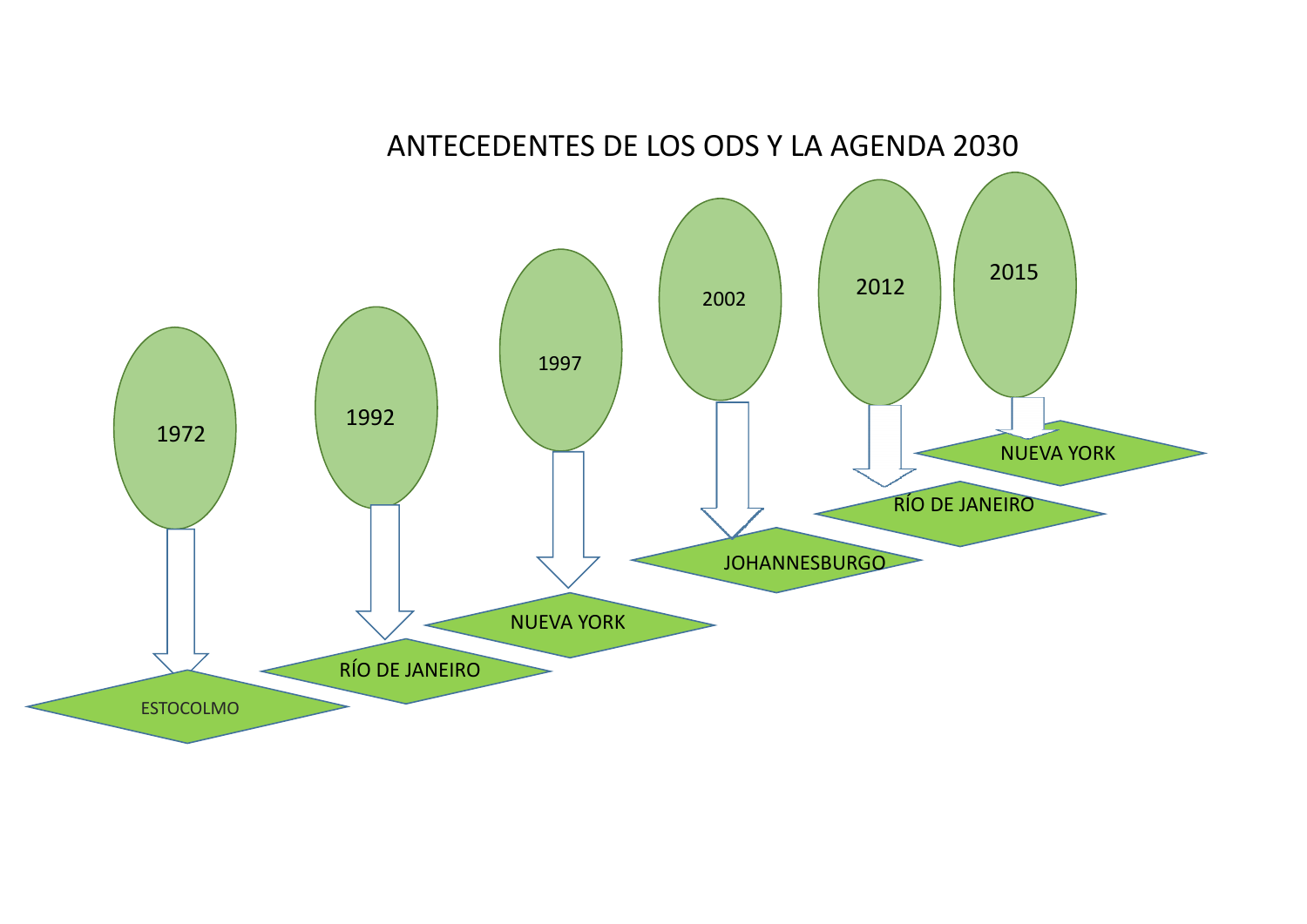# ANTECEDENTES DE LOS ODS Y LA AGENDA 2030

- 1972 → ESTOCOLMO
- 1992 → RÍO DE JANEIRO
- 1997 → NUEVA YORK
- 2002 → JOHANNESBURGO
- 2012 → RÍO DE JANEIRO
- 2015 → NUEVA YORK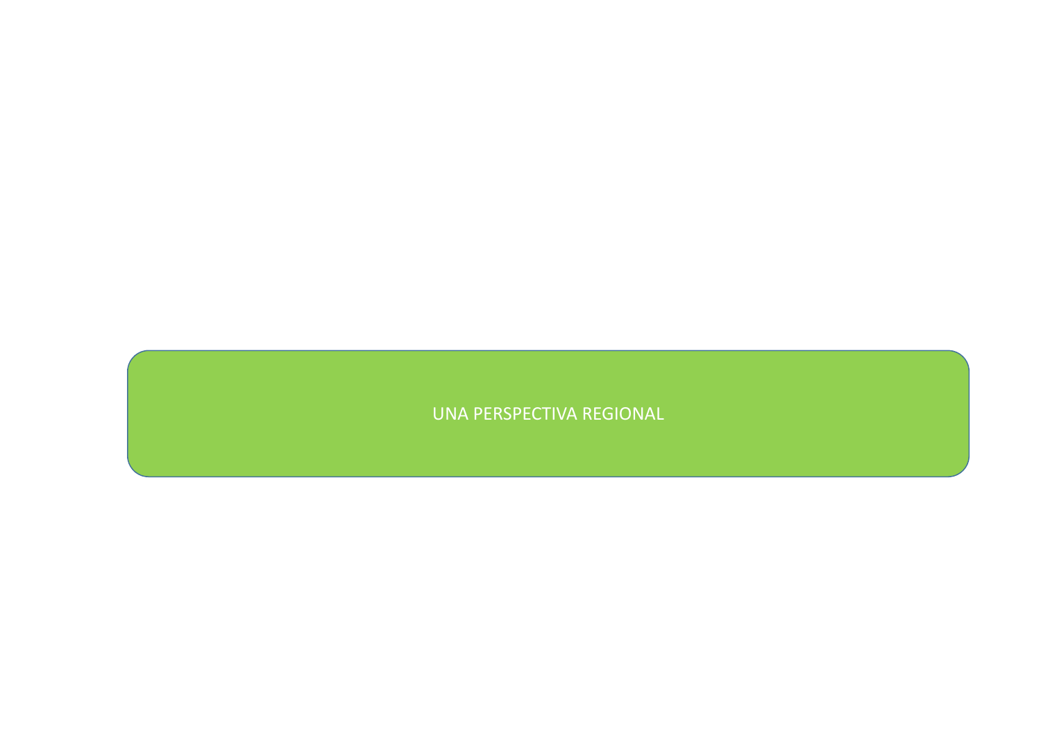UNA PERSPECTIVA REGIONAL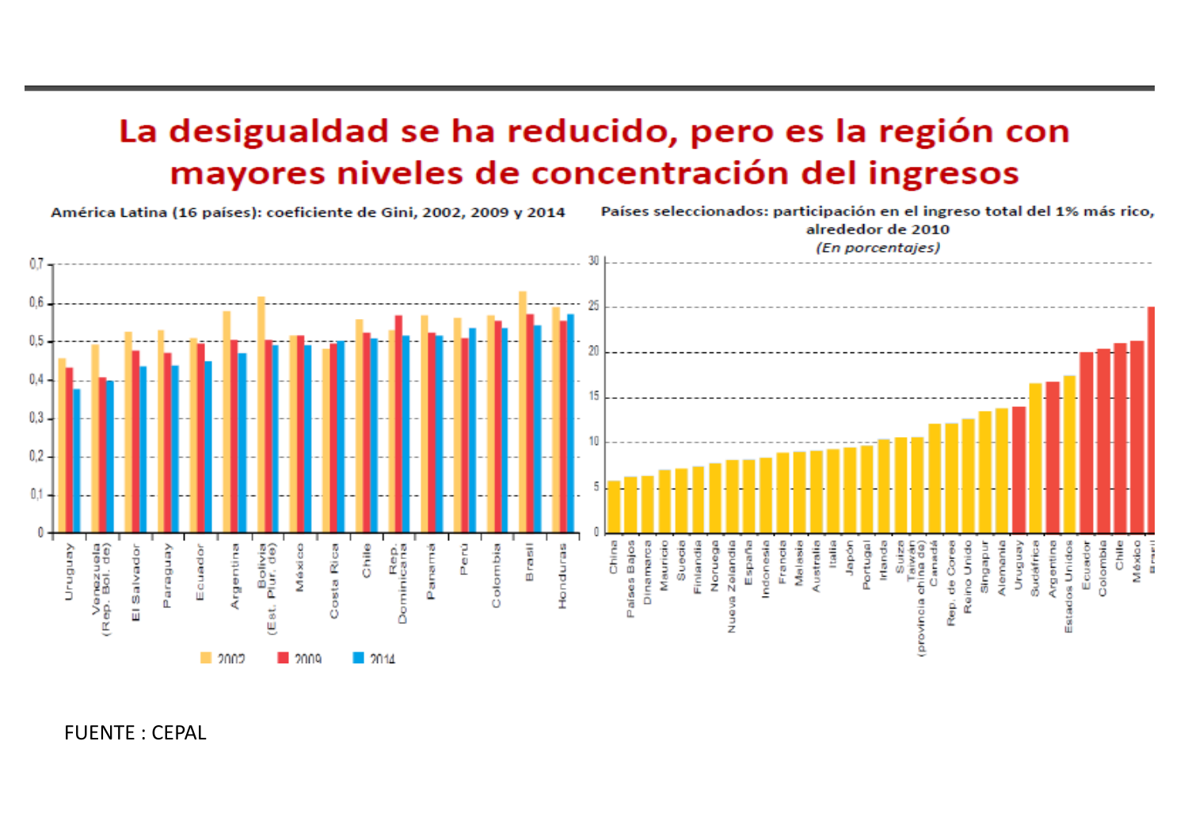# La desigualdad se ha reducido, pero es la región con mayores niveles de concentración del ingresos

**América Latina (16 países): coeficiente de Gini, 2002, 2009 y 2014**

**Países seleccionados: participación en el ingreso total del 1% más rico, alrededor de 2010**
*(En porcentajes)*

FUENTE : CEPAL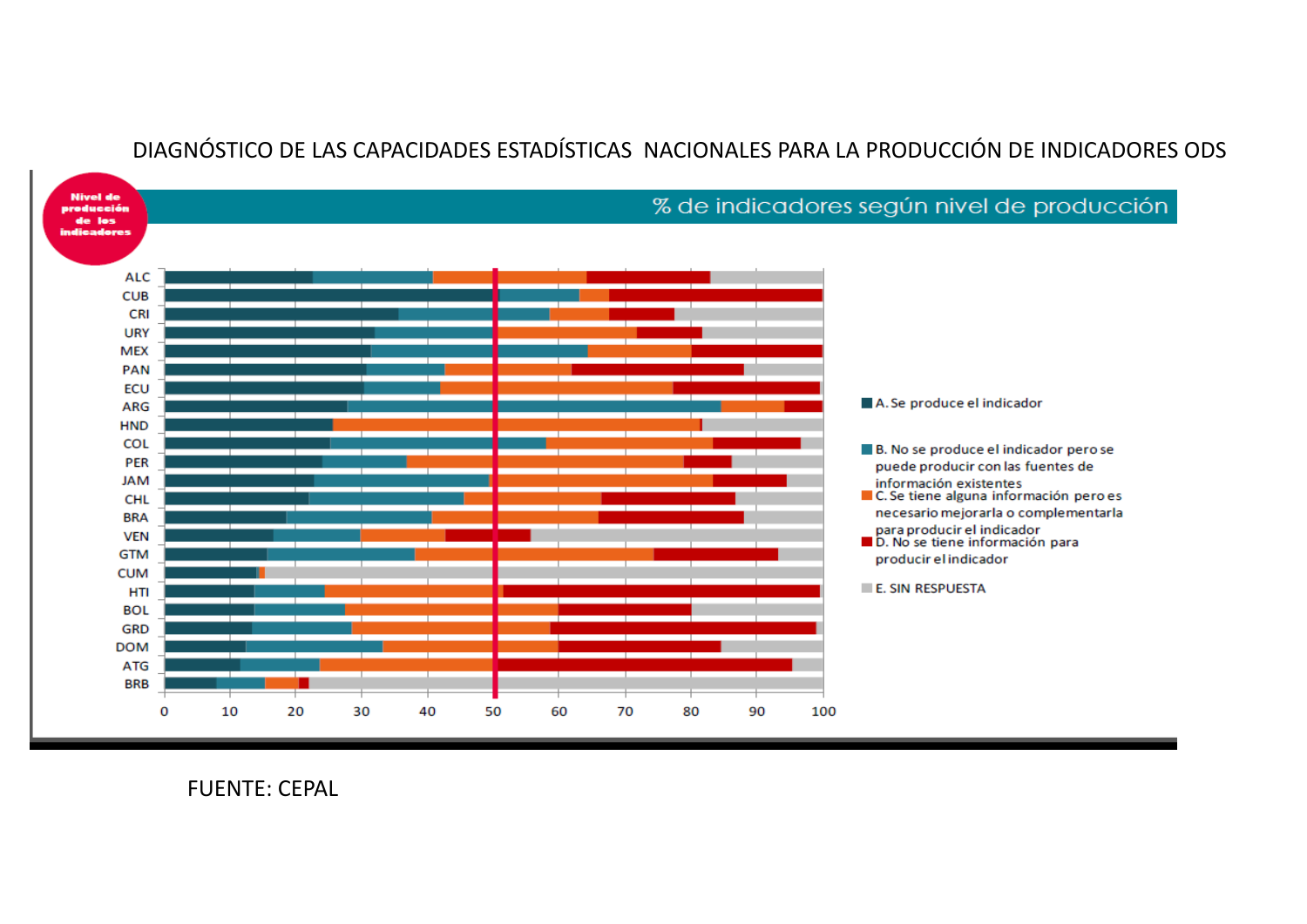DIAGNÓSTICO DE LAS CAPACIDADES ESTADÍSTICAS NACIONALES PARA LA PRODUCCIÓN DE INDICADORES ODS

Nivel de producción de los indicadores

% de indicadores según nivel de producción

ALC, CUB, CRI, URY, MEX, PAN, ECU, ARG, HND, COL, PER, JAM, CHL, BRA, VEN, GTM, CUM, HTI, BOL, GRD, DOM, ATG, BRB

0 10 20 30 40 50 60 70 80 90 100

- A. Se produce el indicador
- B. No se produce el indicador pero se puede producir con las fuentes de información existentes
- C. Se tiene alguna información pero es necesario mejorarla o complementarla para producir el indicador
- D. No se tiene información para producir el indicador
- E. SIN RESPUESTA

FUENTE: CEPAL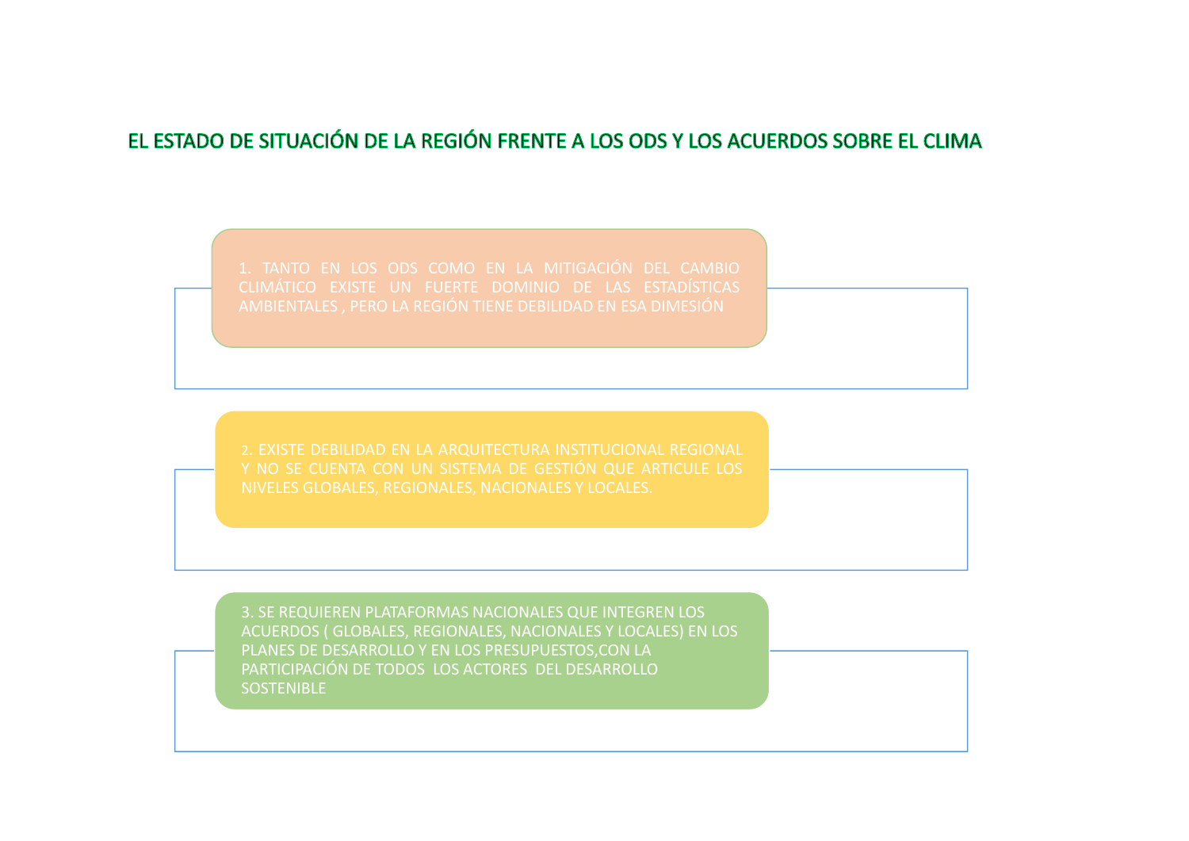## EL ESTADO DE SITUACIÓN DE LA REGIÓN FRENTE A LOS ODS Y LOS ACUERDOS SOBRE EL CLIMA

1. TANTO EN LOS ODS COMO EN LA MITIGACIÓN DEL CAMBIO CLIMÁTICO EXISTE UN FUERTE DOMINIO DE LAS ESTADÍSTICAS AMBIENTALES , PERO LA REGIÓN TIENE DEBILIDAD EN ESA DIMESIÓN

2. EXISTE DEBILIDAD EN LA ARQUITECTURA INSTITUCIONAL REGIONAL Y NO SE CUENTA CON UN SISTEMA DE GESTIÓN QUE ARTICULE LOS NIVELES GLOBALES, REGIONALES, NACIONALES Y LOCALES.

3. SE REQUIEREN PLATAFORMAS NACIONALES QUE INTEGREN LOS ACUERDOS ( GLOBALES, REGIONALES, NACIONALES Y LOCALES) EN LOS PLANES DE DESARROLLO Y EN LOS PRESUPUESTOS,CON LA PARTICIPACIÓN DE TODOS LOS ACTORES DEL DESARROLLO SOSTENIBLE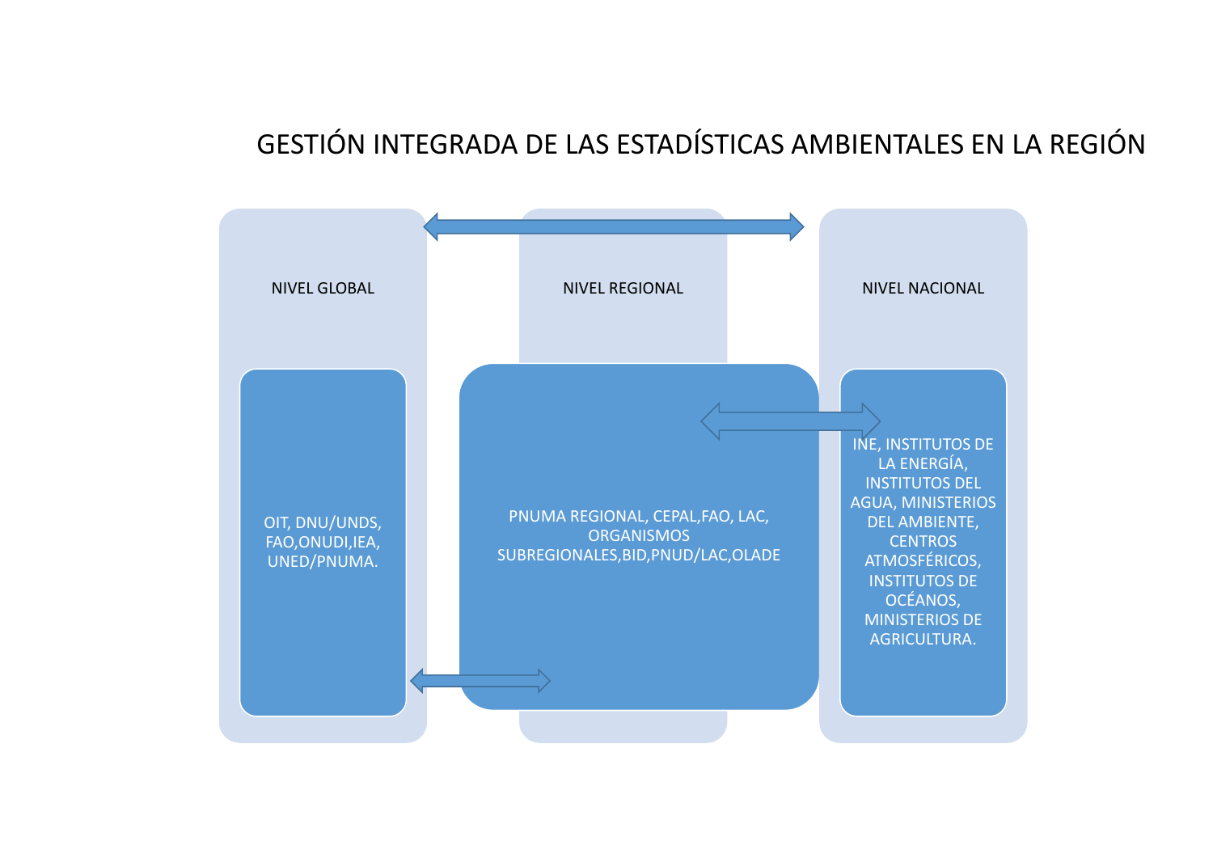# GESTIÓN INTEGRADA DE LAS ESTADÍSTICAS AMBIENTALES EN LA REGIÓN

## NIVEL GLOBAL

OIT, DNU/UNDS, FAO,ONUDI,IEA, UNED/PNUMA.

## NIVEL REGIONAL

PNUMA REGIONAL, CEPAL,FAO, LAC, ORGANISMOS SUBREGIONALES,BID,PNUD/LAC,OLADE

## NIVEL NACIONAL

INE, INSTITUTOS DE LA ENERGÍA, INSTITUTOS DEL AGUA, MINISTERIOS DEL AMBIENTE, CENTROS ATMOSFÉRICOS, INSTITUTOS DE OCÉANOS, MINISTERIOS DE AGRICULTURA.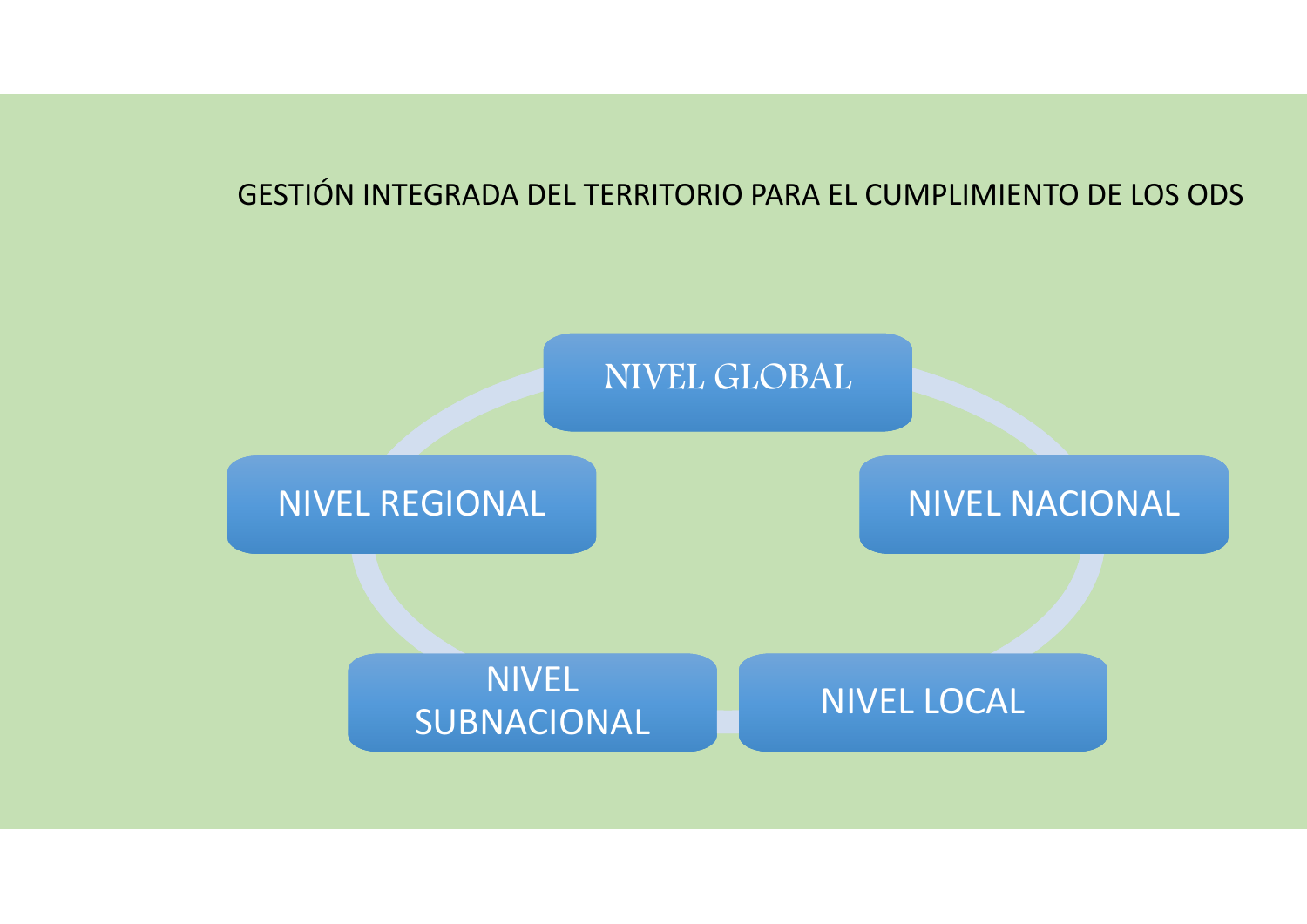GESTIÓN INTEGRADA DEL TERRITORIO PARA EL CUMPLIMIENTO DE LOS ODS

- NIVEL GLOBAL
- NIVEL NACIONAL
- NIVEL LOCAL
- NIVEL SUBNACIONAL
- NIVEL REGIONAL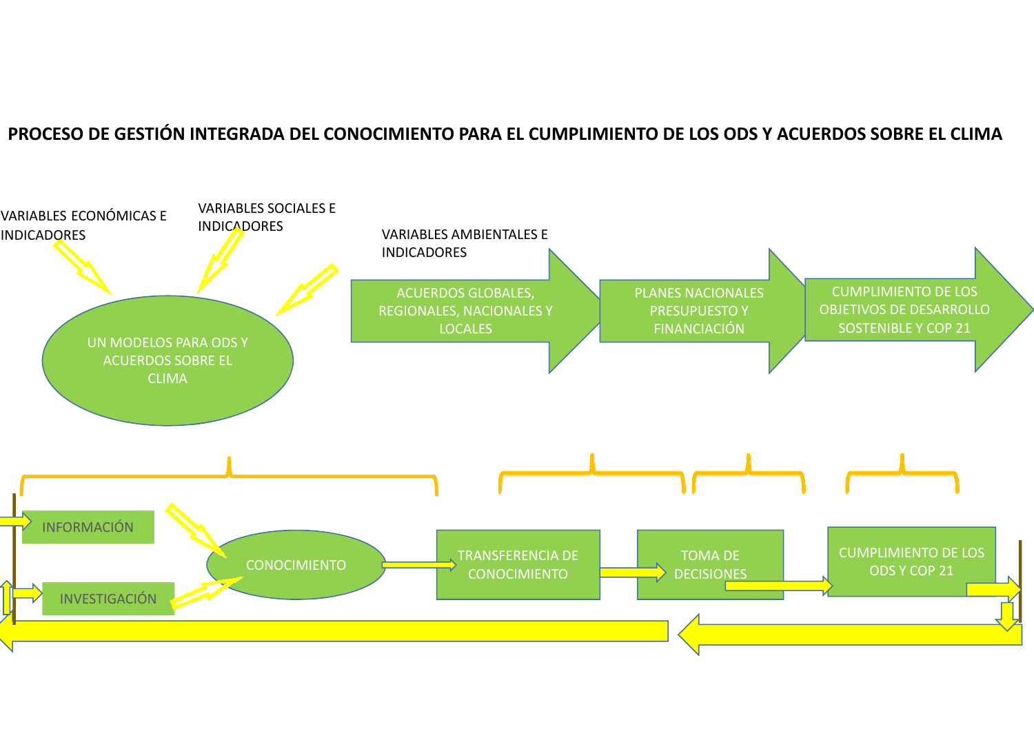**PROCESO DE GESTIÓN INTEGRADA DEL CONOCIMIENTO PARA EL CUMPLIMIENTO DE LOS ODS Y ACUERDOS SOBRE EL CLIMA**

VARIABLES ECONÓMICAS E INDICADORES

VARIABLES SOCIALES E INDICADORES

VARIABLES AMBIENTALES E INDICADORES

UN MODELOS PARA ODS Y ACUERDOS SOBRE EL CLIMA

ACUERDOS GLOBALES, REGIONALES, NACIONALES Y LOCALES

PLANES NACIONALES PRESUPUESTO Y FINANCIACIÓN

CUMPLIMIENTO DE LOS OBJETIVOS DE DESARROLLO SOSTENIBLE Y COP 21

INFORMACIÓN

INVESTIGACIÓN

CONOCIMIENTO

TRANSFERENCIA DE CONOCIMIENTO

TOMA DE DECISIONES

CUMPLIMIENTO DE LOS ODS Y COP 21